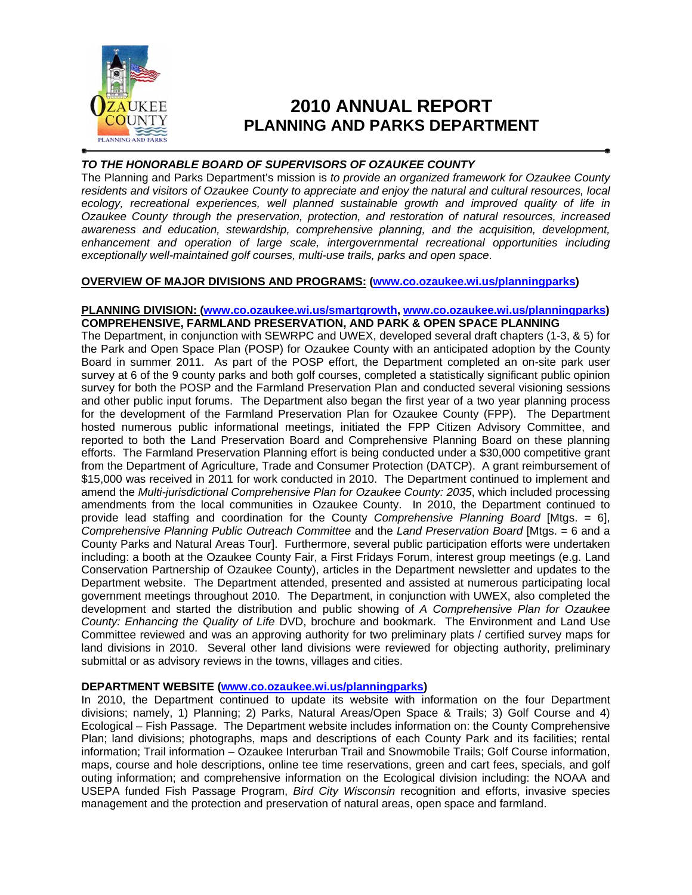# 2010 ANNUAL REPORT
## PLANNING AND PARKS DEPARTMENT

***TO THE HONORABLE BOARD OF SUPERVISORS OF OZAUKEE COUNTY***

The Planning and Parks Department's mission is *to provide an organized framework for Ozaukee County residents and visitors of Ozaukee County to appreciate and enjoy the natural and cultural resources, local ecology, recreational experiences, well planned sustainable growth and improved quality of life in Ozaukee County through the preservation, protection, and restoration of natural resources, increased awareness and education, stewardship, comprehensive planning, and the acquisition, development, enhancement and operation of large scale, intergovernmental recreational opportunities including exceptionally well-maintained golf courses, multi-use trails, parks and open space*.

**OVERVIEW OF MAJOR DIVISIONS AND PROGRAMS: (www.co.ozaukee.wi.us/planningparks)**

**PLANNING DIVISION: (www.co.ozaukee.wi.us/smartgrowth, www.co.ozaukee.wi.us/planningparks)**
**COMPREHENSIVE, FARMLAND PRESERVATION, AND PARK & OPEN SPACE PLANNING**

The Department, in conjunction with SEWRPC and UWEX, developed several draft chapters (1-3, & 5) for the Park and Open Space Plan (POSP) for Ozaukee County with an anticipated adoption by the County Board in summer 2011. As part of the POSP effort, the Department completed an on-site park user survey at 6 of the 9 county parks and both golf courses, completed a statistically significant public opinion survey for both the POSP and the Farmland Preservation Plan and conducted several visioning sessions and other public input forums. The Department also began the first year of a two year planning process for the development of the Farmland Preservation Plan for Ozaukee County (FPP). The Department hosted numerous public informational meetings, initiated the FPP Citizen Advisory Committee, and reported to both the Land Preservation Board and Comprehensive Planning Board on these planning efforts. The Farmland Preservation Planning effort is being conducted under a $30,000 competitive grant from the Department of Agriculture, Trade and Consumer Protection (DATCP). A grant reimbursement of $15,000 was received in 2011 for work conducted in 2010. The Department continued to implement and amend the *Multi-jurisdictional Comprehensive Plan for Ozaukee County: 2035*, which included processing amendments from the local communities in Ozaukee County. In 2010, the Department continued to provide lead staffing and coordination for the County *Comprehensive Planning Board* [Mtgs. = 6], *Comprehensive Planning Public Outreach Committee* and the *Land Preservation Board* [Mtgs. = 6 and a County Parks and Natural Areas Tour]. Furthermore, several public participation efforts were undertaken including: a booth at the Ozaukee County Fair, a First Fridays Forum, interest group meetings (e.g. Land Conservation Partnership of Ozaukee County), articles in the Department newsletter and updates to the Department website. The Department attended, presented and assisted at numerous participating local government meetings throughout 2010. The Department, in conjunction with UWEX, also completed the development and started the distribution and public showing of *A Comprehensive Plan for Ozaukee County: Enhancing the Quality of Life* DVD, brochure and bookmark. The Environment and Land Use Committee reviewed and was an approving authority for two preliminary plats / certified survey maps for land divisions in 2010. Several other land divisions were reviewed for objecting authority, preliminary submittal or as advisory reviews in the towns, villages and cities.

**DEPARTMENT WEBSITE (www.co.ozaukee.wi.us/planningparks)**

In 2010, the Department continued to update its website with information on the four Department divisions; namely, 1) Planning; 2) Parks, Natural Areas/Open Space & Trails; 3) Golf Course and 4) Ecological – Fish Passage. The Department website includes information on: the County Comprehensive Plan; land divisions; photographs, maps and descriptions of each County Park and its facilities; rental information; Trail information – Ozaukee Interurban Trail and Snowmobile Trails; Golf Course information, maps, course and hole descriptions, online tee time reservations, green and cart fees, specials, and golf outing information; and comprehensive information on the Ecological division including: the NOAA and USEPA funded Fish Passage Program, *Bird City Wisconsin* recognition and efforts, invasive species management and the protection and preservation of natural areas, open space and farmland.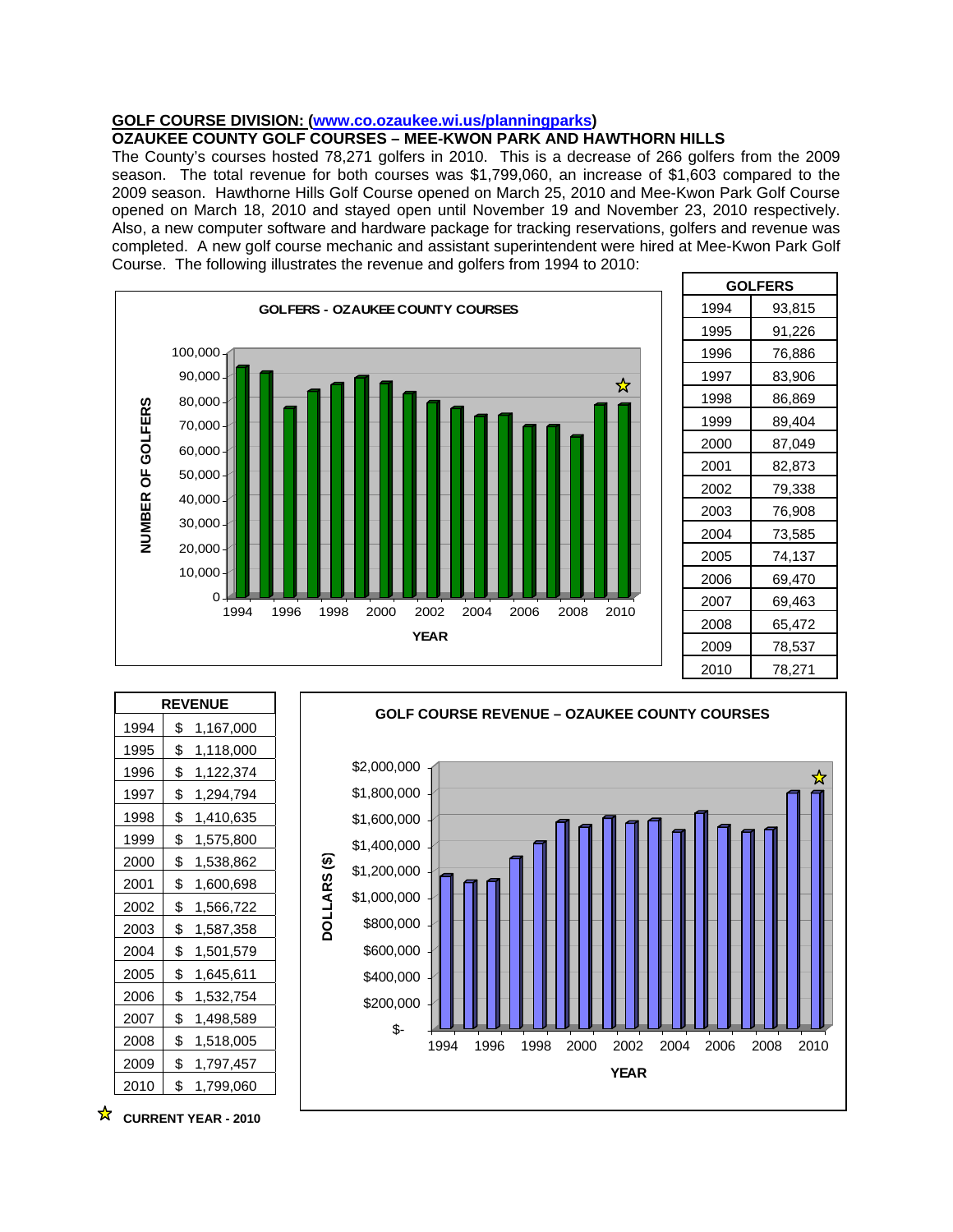**GOLF COURSE DIVISION: (www.co.ozaukee.wi.us/planningparks)**

**OZAUKEE COUNTY GOLF COURSES – MEE-KWON PARK AND HAWTHORN HILLS**

The County's courses hosted 78,271 golfers in 2010. This is a decrease of 266 golfers from the 2009 season. The total revenue for both courses was $1,799,060, an increase of $1,603 compared to the 2009 season. Hawthorne Hills Golf Course opened on March 25, 2010 and Mee-Kwon Park Golf Course opened on March 18, 2010 and stayed open until November 19 and November 23, 2010 respectively. Also, a new computer software and hardware package for tracking reservations, golfers and revenue was completed. A new golf course mechanic and assistant superintendent were hired at Mee-Kwon Park Golf Course. The following illustrates the revenue and golfers from 1994 to 2010:

**GOLFERS - OZAUKEE COUNTY COURSES**

| GOLFERS | |
|---|---|
| 1994 | 93,815 |
| 1995 | 91,226 |
| 1996 | 76,886 |
| 1997 | 83,906 |
| 1998 | 86,869 |
| 1999 | 89,404 |
| 2000 | 87,049 |
| 2001 | 82,873 |
| 2002 | 79,338 |
| 2003 | 76,908 |
| 2004 | 73,585 |
| 2005 | 74,137 |
| 2006 | 69,470 |
| 2007 | 69,463 |
| 2008 | 65,472 |
| 2009 | 78,537 |
| 2010 | 78,271 |

| REVENUE | |
|---|---|
| 1994 | $ 1,167,000 |
| 1995 | $ 1,118,000 |
| 1996 | $ 1,122,374 |
| 1997 | $ 1,294,794 |
| 1998 | $ 1,410,635 |
| 1999 | $ 1,575,800 |
| 2000 | $ 1,538,862 |
| 2001 | $ 1,600,698 |
| 2002 | $ 1,566,722 |
| 2003 | $ 1,587,358 |
| 2004 | $ 1,501,579 |
| 2005 | $ 1,645,611 |
| 2006 | $ 1,532,754 |
| 2007 | $ 1,498,589 |
| 2008 | $ 1,518,005 |
| 2009 | $ 1,797,457 |
| 2010 | $ 1,799,060 |

**GOLF COURSE REVENUE – OZAUKEE COUNTY COURSES**

☆ **CURRENT YEAR - 2010**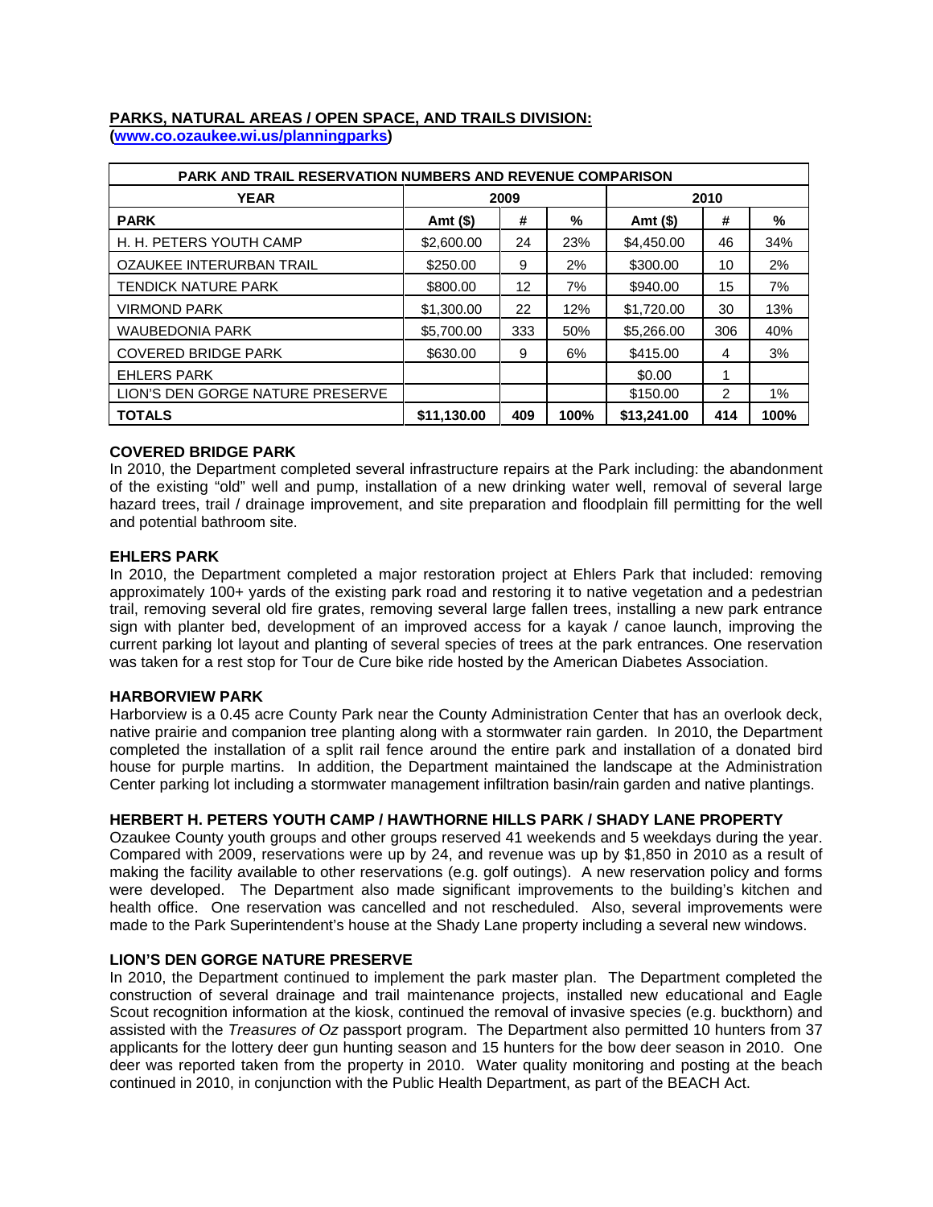## PARKS, NATURAL AREAS / OPEN SPACE, AND TRAILS DIVISION:

**(www.co.ozaukee.wi.us/planningparks)**

| PARK AND TRAIL RESERVATION NUMBERS AND REVENUE COMPARISON | | | | | | |
|---|---|---|---|---|---|---|
| **YEAR** | **2009** | | | **2010** | | |
| **PARK** | **Amt ($)** | **#** | **%** | **Amt ($)** | **#** | **%** |
| H. H. PETERS YOUTH CAMP | $2,600.00 | 24 | 23% | $4,450.00 | 46 | 34% |
| OZAUKEE INTERURBAN TRAIL | $250.00 | 9 | 2% | $300.00 | 10 | 2% |
| TENDICK NATURE PARK | $800.00 | 12 | 7% | $940.00 | 15 | 7% |
| VIRMOND PARK | $1,300.00 | 22 | 12% | $1,720.00 | 30 | 13% |
| WAUBEDONIA PARK | $5,700.00 | 333 | 50% | $5,266.00 | 306 | 40% |
| COVERED BRIDGE PARK | $630.00 | 9 | 6% | $415.00 | 4 | 3% |
| EHLERS PARK | | | | $0.00 | 1 | |
| LION'S DEN GORGE NATURE PRESERVE | | | | $150.00 | 2 | 1% |
| **TOTALS** | **$11,130.00** | **409** | **100%** | **$13,241.00** | **414** | **100%** |

### COVERED BRIDGE PARK

In 2010, the Department completed several infrastructure repairs at the Park including: the abandonment of the existing "old" well and pump, installation of a new drinking water well, removal of several large hazard trees, trail / drainage improvement, and site preparation and floodplain fill permitting for the well and potential bathroom site.

### EHLERS PARK

In 2010, the Department completed a major restoration project at Ehlers Park that included: removing approximately 100+ yards of the existing park road and restoring it to native vegetation and a pedestrian trail, removing several old fire grates, removing several large fallen trees, installing a new park entrance sign with planter bed, development of an improved access for a kayak / canoe launch, improving the current parking lot layout and planting of several species of trees at the park entrances. One reservation was taken for a rest stop for Tour de Cure bike ride hosted by the American Diabetes Association.

### HARBORVIEW PARK

Harborview is a 0.45 acre County Park near the County Administration Center that has an overlook deck, native prairie and companion tree planting along with a stormwater rain garden. In 2010, the Department completed the installation of a split rail fence around the entire park and installation of a donated bird house for purple martins. In addition, the Department maintained the landscape at the Administration Center parking lot including a stormwater management infiltration basin/rain garden and native plantings.

### HERBERT H. PETERS YOUTH CAMP / HAWTHORNE HILLS PARK / SHADY LANE PROPERTY

Ozaukee County youth groups and other groups reserved 41 weekends and 5 weekdays during the year. Compared with 2009, reservations were up by 24, and revenue was up by $1,850 in 2010 as a result of making the facility available to other reservations (e.g. golf outings). A new reservation policy and forms were developed. The Department also made significant improvements to the building's kitchen and health office. One reservation was cancelled and not rescheduled. Also, several improvements were made to the Park Superintendent's house at the Shady Lane property including a several new windows.

### LION'S DEN GORGE NATURE PRESERVE

In 2010, the Department continued to implement the park master plan. The Department completed the construction of several drainage and trail maintenance projects, installed new educational and Eagle Scout recognition information at the kiosk, continued the removal of invasive species (e.g. buckthorn) and assisted with the *Treasures of Oz* passport program. The Department also permitted 10 hunters from 37 applicants for the lottery deer gun hunting season and 15 hunters for the bow deer season in 2010. One deer was reported taken from the property in 2010. Water quality monitoring and posting at the beach continued in 2010, in conjunction with the Public Health Department, as part of the BEACH Act.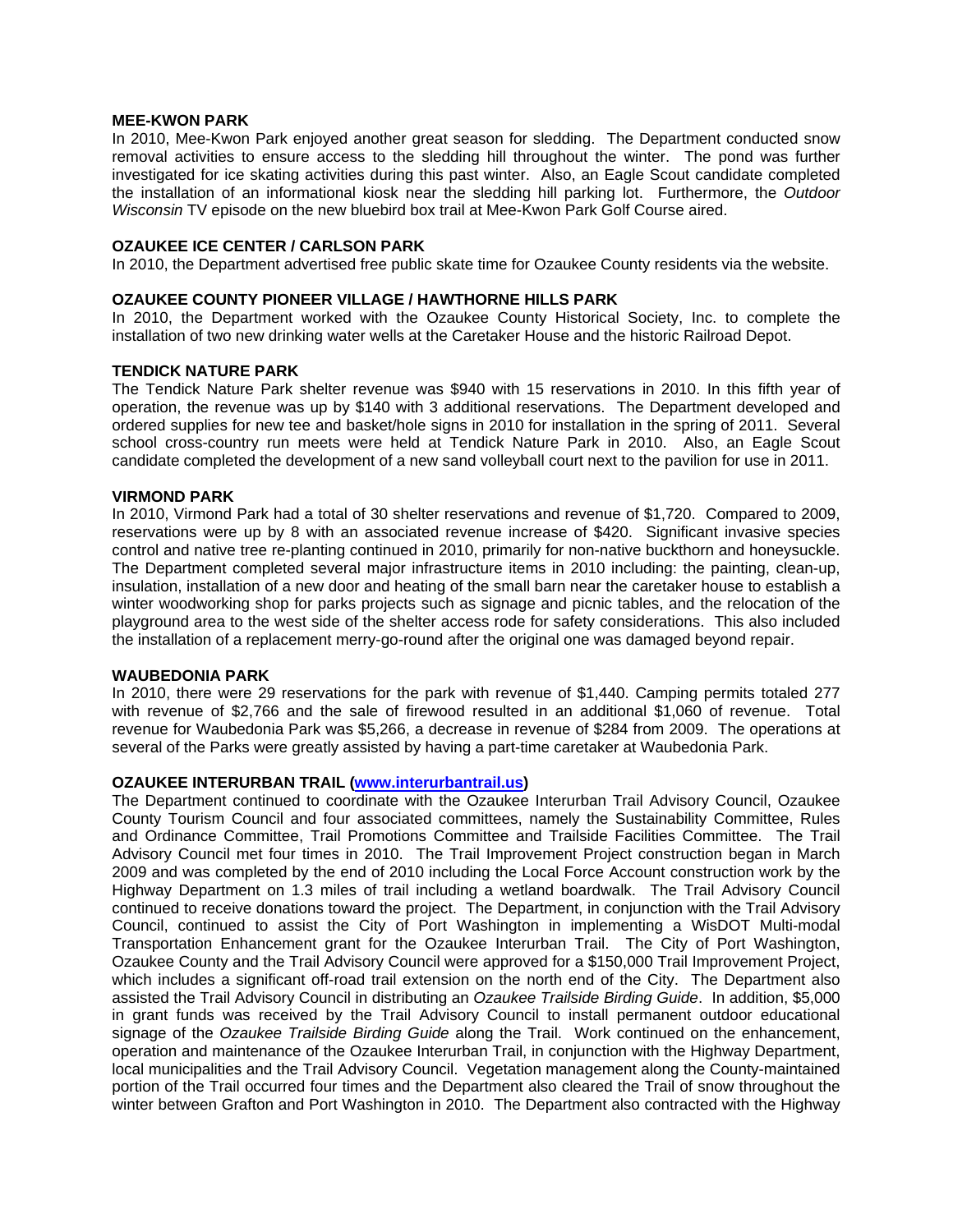**MEE-KWON PARK**

In 2010, Mee-Kwon Park enjoyed another great season for sledding. The Department conducted snow removal activities to ensure access to the sledding hill throughout the winter. The pond was further investigated for ice skating activities during this past winter. Also, an Eagle Scout candidate completed the installation of an informational kiosk near the sledding hill parking lot. Furthermore, the *Outdoor Wisconsin* TV episode on the new bluebird box trail at Mee-Kwon Park Golf Course aired.

**OZAUKEE ICE CENTER / CARLSON PARK**

In 2010, the Department advertised free public skate time for Ozaukee County residents via the website.

**OZAUKEE COUNTY PIONEER VILLAGE / HAWTHORNE HILLS PARK**

In 2010, the Department worked with the Ozaukee County Historical Society, Inc. to complete the installation of two new drinking water wells at the Caretaker House and the historic Railroad Depot.

**TENDICK NATURE PARK**

The Tendick Nature Park shelter revenue was $940 with 15 reservations in 2010. In this fifth year of operation, the revenue was up by $140 with 3 additional reservations. The Department developed and ordered supplies for new tee and basket/hole signs in 2010 for installation in the spring of 2011. Several school cross-country run meets were held at Tendick Nature Park in 2010. Also, an Eagle Scout candidate completed the development of a new sand volleyball court next to the pavilion for use in 2011.

**VIRMOND PARK**

In 2010, Virmond Park had a total of 30 shelter reservations and revenue of $1,720. Compared to 2009, reservations were up by 8 with an associated revenue increase of $420. Significant invasive species control and native tree re-planting continued in 2010, primarily for non-native buckthorn and honeysuckle. The Department completed several major infrastructure items in 2010 including: the painting, clean-up, insulation, installation of a new door and heating of the small barn near the caretaker house to establish a winter woodworking shop for parks projects such as signage and picnic tables, and the relocation of the playground area to the west side of the shelter access rode for safety considerations. This also included the installation of a replacement merry-go-round after the original one was damaged beyond repair.

**WAUBEDONIA PARK**

In 2010, there were 29 reservations for the park with revenue of $1,440. Camping permits totaled 277 with revenue of $2,766 and the sale of firewood resulted in an additional $1,060 of revenue. Total revenue for Waubedonia Park was $5,266, a decrease in revenue of $284 from 2009. The operations at several of the Parks were greatly assisted by having a part-time caretaker at Waubedonia Park.

**OZAUKEE INTERURBAN TRAIL ([www.interurbantrail.us](http://www.interurbantrail.us))**

The Department continued to coordinate with the Ozaukee Interurban Trail Advisory Council, Ozaukee County Tourism Council and four associated committees, namely the Sustainability Committee, Rules and Ordinance Committee, Trail Promotions Committee and Trailside Facilities Committee. The Trail Advisory Council met four times in 2010. The Trail Improvement Project construction began in March 2009 and was completed by the end of 2010 including the Local Force Account construction work by the Highway Department on 1.3 miles of trail including a wetland boardwalk. The Trail Advisory Council continued to receive donations toward the project. The Department, in conjunction with the Trail Advisory Council, continued to assist the City of Port Washington in implementing a WisDOT Multi-modal Transportation Enhancement grant for the Ozaukee Interurban Trail. The City of Port Washington, Ozaukee County and the Trail Advisory Council were approved for a $150,000 Trail Improvement Project, which includes a significant off-road trail extension on the north end of the City. The Department also assisted the Trail Advisory Council in distributing an *Ozaukee Trailside Birding Guide*. In addition, $5,000 in grant funds was received by the Trail Advisory Council to install permanent outdoor educational signage of the *Ozaukee Trailside Birding Guide* along the Trail. Work continued on the enhancement, operation and maintenance of the Ozaukee Interurban Trail, in conjunction with the Highway Department, local municipalities and the Trail Advisory Council. Vegetation management along the County-maintained portion of the Trail occurred four times and the Department also cleared the Trail of snow throughout the winter between Grafton and Port Washington in 2010. The Department also contracted with the Highway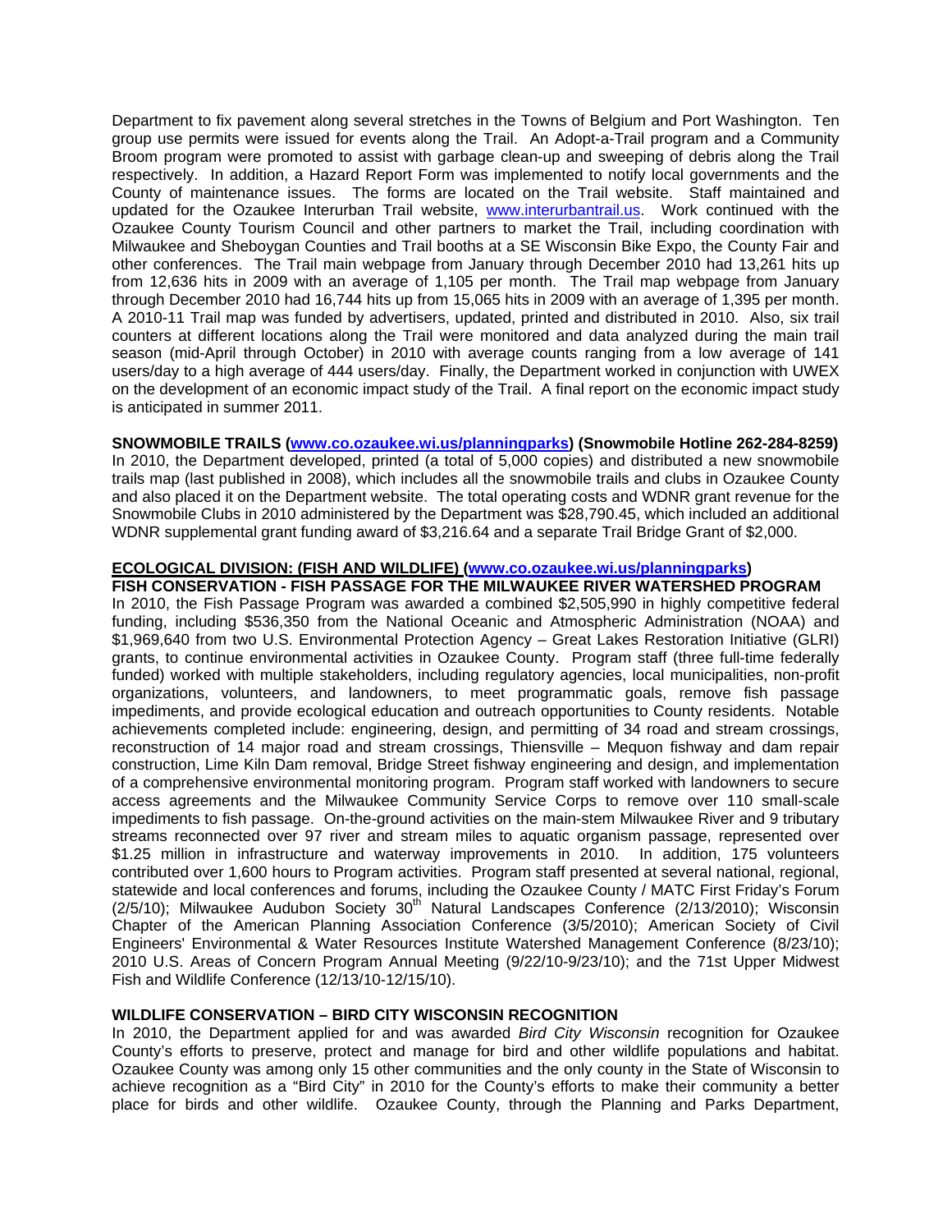Department to fix pavement along several stretches in the Towns of Belgium and Port Washington. Ten group use permits were issued for events along the Trail. An Adopt-a-Trail program and a Community Broom program were promoted to assist with garbage clean-up and sweeping of debris along the Trail respectively. In addition, a Hazard Report Form was implemented to notify local governments and the County of maintenance issues. The forms are located on the Trail website. Staff maintained and updated for the Ozaukee Interurban Trail website, www.interurbantrail.us. Work continued with the Ozaukee County Tourism Council and other partners to market the Trail, including coordination with Milwaukee and Sheboygan Counties and Trail booths at a SE Wisconsin Bike Expo, the County Fair and other conferences. The Trail main webpage from January through December 2010 had 13,261 hits up from 12,636 hits in 2009 with an average of 1,105 per month. The Trail map webpage from January through December 2010 had 16,744 hits up from 15,065 hits in 2009 with an average of 1,395 per month. A 2010-11 Trail map was funded by advertisers, updated, printed and distributed in 2010. Also, six trail counters at different locations along the Trail were monitored and data analyzed during the main trail season (mid-April through October) in 2010 with average counts ranging from a low average of 141 users/day to a high average of 444 users/day. Finally, the Department worked in conjunction with UWEX on the development of an economic impact study of the Trail. A final report on the economic impact study is anticipated in summer 2011.

**SNOWMOBILE TRAILS (www.co.ozaukee.wi.us/planningparks) (Snowmobile Hotline 262-284-8259)**
In 2010, the Department developed, printed (a total of 5,000 copies) and distributed a new snowmobile trails map (last published in 2008), which includes all the snowmobile trails and clubs in Ozaukee County and also placed it on the Department website. The total operating costs and WDNR grant revenue for the Snowmobile Clubs in 2010 administered by the Department was $28,790.45, which included an additional WDNR supplemental grant funding award of $3,216.64 and a separate Trail Bridge Grant of $2,000.

**ECOLOGICAL DIVISION: (FISH AND WILDLIFE) (www.co.ozaukee.wi.us/planningparks)**

**FISH CONSERVATION - FISH PASSAGE FOR THE MILWAUKEE RIVER WATERSHED PROGRAM**
In 2010, the Fish Passage Program was awarded a combined $2,505,990 in highly competitive federal funding, including $536,350 from the National Oceanic and Atmospheric Administration (NOAA) and $1,969,640 from two U.S. Environmental Protection Agency – Great Lakes Restoration Initiative (GLRI) grants, to continue environmental activities in Ozaukee County. Program staff (three full-time federally funded) worked with multiple stakeholders, including regulatory agencies, local municipalities, non-profit organizations, volunteers, and landowners, to meet programmatic goals, remove fish passage impediments, and provide ecological education and outreach opportunities to County residents. Notable achievements completed include: engineering, design, and permitting of 34 road and stream crossings, reconstruction of 14 major road and stream crossings, Thiensville – Mequon fishway and dam repair construction, Lime Kiln Dam removal, Bridge Street fishway engineering and design, and implementation of a comprehensive environmental monitoring program. Program staff worked with landowners to secure access agreements and the Milwaukee Community Service Corps to remove over 110 small-scale impediments to fish passage. On-the-ground activities on the main-stem Milwaukee River and 9 tributary streams reconnected over 97 river and stream miles to aquatic organism passage, represented over $1.25 million in infrastructure and waterway improvements in 2010. In addition, 175 volunteers contributed over 1,600 hours to Program activities. Program staff presented at several national, regional, statewide and local conferences and forums, including the Ozaukee County / MATC First Friday's Forum (2/5/10); Milwaukee Audubon Society 30th Natural Landscapes Conference (2/13/2010); Wisconsin Chapter of the American Planning Association Conference (3/5/2010); American Society of Civil Engineers' Environmental & Water Resources Institute Watershed Management Conference (8/23/10); 2010 U.S. Areas of Concern Program Annual Meeting (9/22/10-9/23/10); and the 71st Upper Midwest Fish and Wildlife Conference (12/13/10-12/15/10).

**WILDLIFE CONSERVATION – BIRD CITY WISCONSIN RECOGNITION**
In 2010, the Department applied for and was awarded *Bird City Wisconsin* recognition for Ozaukee County's efforts to preserve, protect and manage for bird and other wildlife populations and habitat. Ozaukee County was among only 15 other communities and the only county in the State of Wisconsin to achieve recognition as a "Bird City" in 2010 for the County's efforts to make their community a better place for birds and other wildlife. Ozaukee County, through the Planning and Parks Department,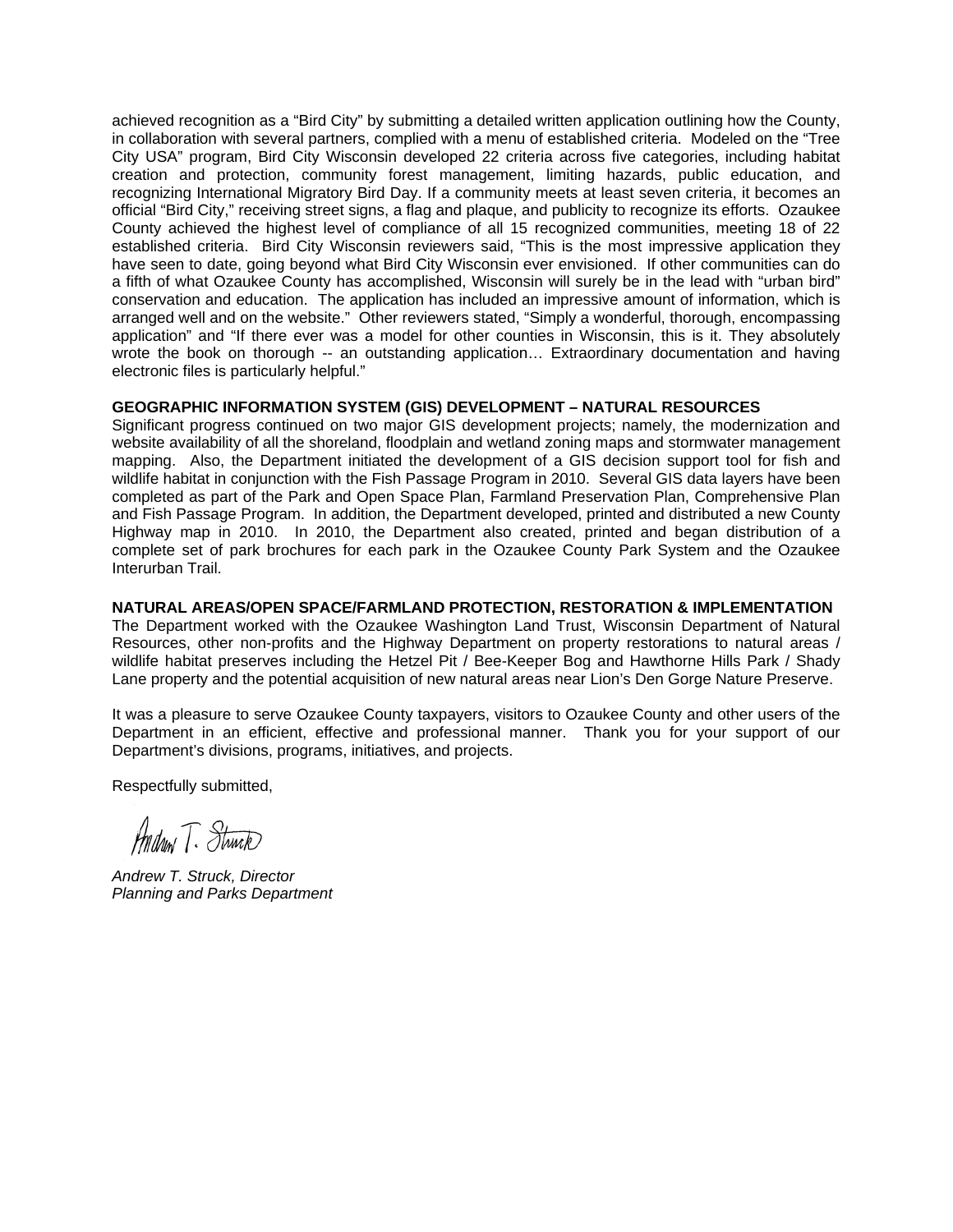achieved recognition as a "Bird City" by submitting a detailed written application outlining how the County, in collaboration with several partners, complied with a menu of established criteria. Modeled on the "Tree City USA" program, Bird City Wisconsin developed 22 criteria across five categories, including habitat creation and protection, community forest management, limiting hazards, public education, and recognizing International Migratory Bird Day. If a community meets at least seven criteria, it becomes an official "Bird City," receiving street signs, a flag and plaque, and publicity to recognize its efforts. Ozaukee County achieved the highest level of compliance of all 15 recognized communities, meeting 18 of 22 established criteria. Bird City Wisconsin reviewers said, "This is the most impressive application they have seen to date, going beyond what Bird City Wisconsin ever envisioned. If other communities can do a fifth of what Ozaukee County has accomplished, Wisconsin will surely be in the lead with "urban bird" conservation and education. The application has included an impressive amount of information, which is arranged well and on the website." Other reviewers stated, "Simply a wonderful, thorough, encompassing application" and "If there ever was a model for other counties in Wisconsin, this is it. They absolutely wrote the book on thorough -- an outstanding application… Extraordinary documentation and having electronic files is particularly helpful."

**GEOGRAPHIC INFORMATION SYSTEM (GIS) DEVELOPMENT – NATURAL RESOURCES**

Significant progress continued on two major GIS development projects; namely, the modernization and website availability of all the shoreland, floodplain and wetland zoning maps and stormwater management mapping. Also, the Department initiated the development of a GIS decision support tool for fish and wildlife habitat in conjunction with the Fish Passage Program in 2010. Several GIS data layers have been completed as part of the Park and Open Space Plan, Farmland Preservation Plan, Comprehensive Plan and Fish Passage Program. In addition, the Department developed, printed and distributed a new County Highway map in 2010. In 2010, the Department also created, printed and began distribution of a complete set of park brochures for each park in the Ozaukee County Park System and the Ozaukee Interurban Trail.

**NATURAL AREAS/OPEN SPACE/FARMLAND PROTECTION, RESTORATION & IMPLEMENTATION**

The Department worked with the Ozaukee Washington Land Trust, Wisconsin Department of Natural Resources, other non-profits and the Highway Department on property restorations to natural areas / wildlife habitat preserves including the Hetzel Pit / Bee-Keeper Bog and Hawthorne Hills Park / Shady Lane property and the potential acquisition of new natural areas near Lion's Den Gorge Nature Preserve.

It was a pleasure to serve Ozaukee County taxpayers, visitors to Ozaukee County and other users of the Department in an efficient, effective and professional manner. Thank you for your support of our Department's divisions, programs, initiatives, and projects.

Respectfully submitted,

Andrew T. Struck

*Andrew T. Struck, Director*
*Planning and Parks Department*